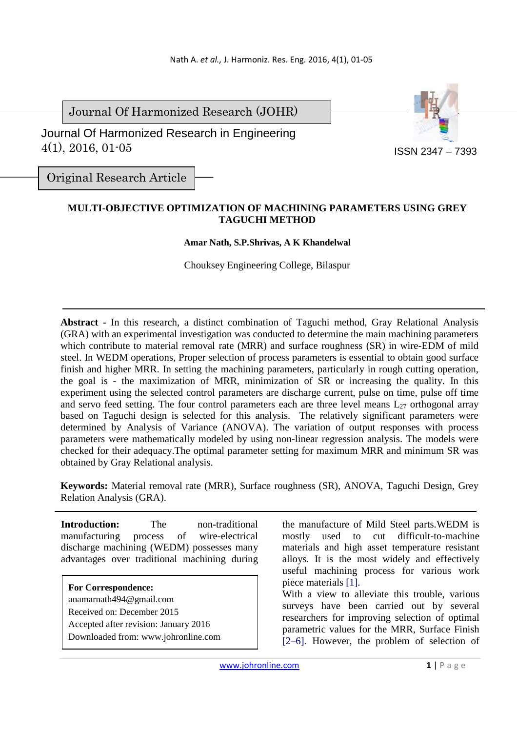Journal Of Harmonized Research (JOHR)

Journal Of Harmonized Research in Engineering
4(1), 2016, 01-05

ISSN 2347 – 7393

Original Research Article

# MULTI-OBJECTIVE OPTIMIZATION OF MACHINING PARAMETERS USING GREY TAGUCHI METHOD

**Amar Nath, S.P.Shrivas, A K Khandelwal**

Chouksey Engineering College, Bilaspur

**Abstract** - In this research, a distinct combination of Taguchi method, Gray Relational Analysis (GRA) with an experimental investigation was conducted to determine the main machining parameters which contribute to material removal rate (MRR) and surface roughness (SR) in wire-EDM of mild steel. In WEDM operations, Proper selection of process parameters is essential to obtain good surface finish and higher MRR. In setting the machining parameters, particularly in rough cutting operation, the goal is - the maximization of MRR, minimization of SR or increasing the quality. In this experiment using the selected control parameters are discharge current, pulse on time, pulse off time and servo feed setting. The four control parameters each are three level means $L_{27}$ orthogonal array based on Taguchi design is selected for this analysis. The relatively significant parameters were determined by Analysis of Variance (ANOVA). The variation of output responses with process parameters were mathematically modeled by using non-linear regression analysis. The models were checked for their adequacy.The optimal parameter setting for maximum MRR and minimum SR was obtained by Gray Relational analysis.

**Keywords:** Material removal rate (MRR), Surface roughness (SR), ANOVA, Taguchi Design, Grey Relation Analysis (GRA).

**Introduction:** The non-traditional manufacturing process of wire-electrical discharge machining (WEDM) possesses many advantages over traditional machining during the manufacture of Mild Steel parts.WEDM is mostly used to cut difficult-to-machine materials and high asset temperature resistant alloys. It is the most widely and effectively useful machining process for various work piece materials [1].

With a view to alleviate this trouble, various surveys have been carried out by several researchers for improving selection of optimal parametric values for the MRR, Surface Finish [2–6]. However, the problem of selection of

**For Correspondence:**
anamarnath494@gmail.com
Received on: December 2015
Accepted after revision: January 2016
Downloaded from: www.johronline.com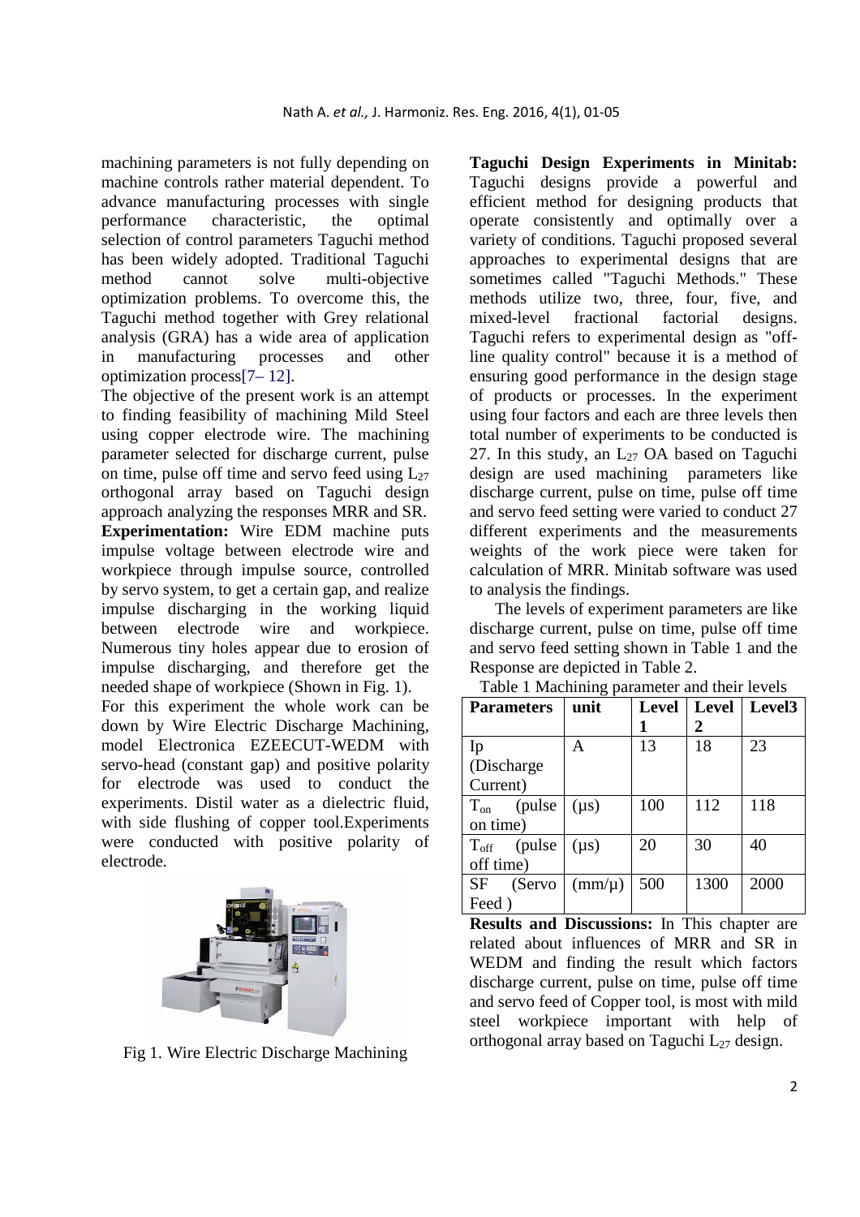machining parameters is not fully depending on machine controls rather material dependent. To advance manufacturing processes with single performance characteristic, the optimal selection of control parameters Taguchi method has been widely adopted. Traditional Taguchi method cannot solve multi-objective optimization problems. To overcome this, the Taguchi method together with Grey relational analysis (GRA) has a wide area of application in manufacturing processes and other optimization process[7– 12].

The objective of the present work is an attempt to finding feasibility of machining Mild Steel using copper electrode wire. The machining parameter selected for discharge current, pulse on time, pulse off time and servo feed using $L_{27}$ orthogonal array based on Taguchi design approach analyzing the responses MRR and SR.

**Experimentation:** Wire EDM machine puts impulse voltage between electrode wire and workpiece through impulse source, controlled by servo system, to get a certain gap, and realize impulse discharging in the working liquid between electrode wire and workpiece. Numerous tiny holes appear due to erosion of impulse discharging, and therefore get the needed shape of workpiece (Shown in Fig. 1).

For this experiment the whole work can be down by Wire Electric Discharge Machining, model Electronica EZEECUT-WEDM with servo-head (constant gap) and positive polarity for electrode was used to conduct the experiments. Distil water as a dielectric fluid, with side flushing of copper tool.Experiments were conducted with positive polarity of electrode.

Fig 1. Wire Electric Discharge Machining

**Taguchi Design Experiments in Minitab:** Taguchi designs provide a powerful and efficient method for designing products that operate consistently and optimally over a variety of conditions. Taguchi proposed several approaches to experimental designs that are sometimes called "Taguchi Methods." These methods utilize two, three, four, five, and mixed-level fractional factorial designs. Taguchi refers to experimental design as "off-line quality control" because it is a method of ensuring good performance in the design stage of products or processes. In the experiment using four factors and each are three levels then total number of experiments to be conducted is 27. In this study, an $L_{27}$ OA based on Taguchi design are used machining parameters like discharge current, pulse on time, pulse off time and servo feed setting were varied to conduct 27 different experiments and the measurements weights of the work piece were taken for calculation of MRR. Minitab software was used to analysis the findings.

The levels of experiment parameters are like discharge current, pulse on time, pulse off time and servo feed setting shown in Table 1 and the Response are depicted in Table 2.

Table 1 Machining parameter and their levels

| **Parameters** | **unit** | **Level 1** | **Level 2** | **Level3** |
|---|---|---|---|---|
| Ip (Discharge Current) | A | 13 | 18 | 23 |
| $T_{on}$ (pulse on time) | (µs) | 100 | 112 | 118 |
| $T_{off}$ (pulse off time) | (µs) | 20 | 30 | 40 |
| SF (Servo Feed ) | (mm/µ) | 500 | 1300 | 2000 |

**Results and Discussions:** In This chapter are related about influences of MRR and SR in WEDM and finding the result which factors discharge current, pulse on time, pulse off time and servo feed of Copper tool, is most with mild steel workpiece important with help of orthogonal array based on Taguchi $L_{27}$ design.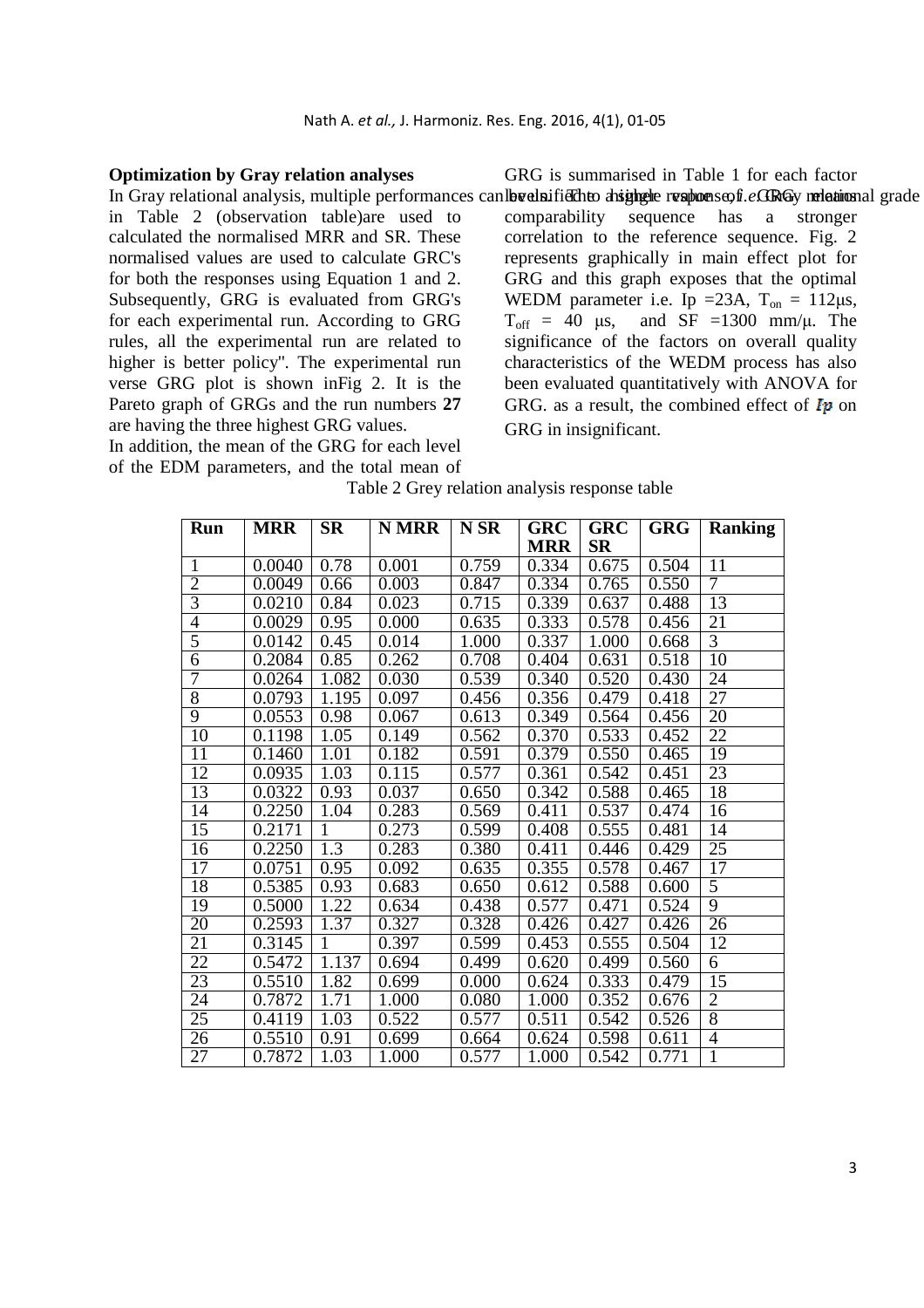### Optimization by Gray relation analyses

In Gray relational analysis, multiple performances can be classified to a single response, *i.e.* Gray relational grade in Table 2 (observation table)are used to calculated the normalised MRR and SR. These normalised values are used to calculate GRC's for both the responses using Equation 1 and 2. Subsequently, GRG is evaluated from GRG's for each experimental run. According to GRG rules, all the experimental run are related to higher is better policy". The experimental run verse GRG plot is shown inFig 2. It is the Pareto graph of GRGs and the run numbers **27** are having the three highest GRG values.

In addition, the mean of the GRG for each level of the EDM parameters, and the total mean of GRG is summarised in Table 1 for each factor levels. The higher value of GRG means comparability sequence has a stronger correlation to the reference sequence. Fig. 2 represents graphically in main effect plot for GRG and this graph exposes that the optimal WEDM parameter i.e. Ip =23A, $T_{on}$ = 112μs, $T_{off}$ = 40 μs, and SF =1300 mm/μ. The significance of the factors on overall quality characteristics of the WEDM process has also been evaluated quantitatively with ANOVA for GRG. as a result, the combined effect of *Ip* on GRG in insignificant.

Table 2 Grey relation analysis response table

| Run | MRR | SR | N MRR | N SR | GRC MRR | GRC SR | GRG | Ranking |
|---|---|---|---|---|---|---|---|---|
| 1 | 0.0040 | 0.78 | 0.001 | 0.759 | 0.334 | 0.675 | 0.504 | 11 |
| 2 | 0.0049 | 0.66 | 0.003 | 0.847 | 0.334 | 0.765 | 0.550 | 7 |
| 3 | 0.0210 | 0.84 | 0.023 | 0.715 | 0.339 | 0.637 | 0.488 | 13 |
| 4 | 0.0029 | 0.95 | 0.000 | 0.635 | 0.333 | 0.578 | 0.456 | 21 |
| 5 | 0.0142 | 0.45 | 0.014 | 1.000 | 0.337 | 1.000 | 0.668 | 3 |
| 6 | 0.2084 | 0.85 | 0.262 | 0.708 | 0.404 | 0.631 | 0.518 | 10 |
| 7 | 0.0264 | 1.082 | 0.030 | 0.539 | 0.340 | 0.520 | 0.430 | 24 |
| 8 | 0.0793 | 1.195 | 0.097 | 0.456 | 0.356 | 0.479 | 0.418 | 27 |
| 9 | 0.0553 | 0.98 | 0.067 | 0.613 | 0.349 | 0.564 | 0.456 | 20 |
| 10 | 0.1198 | 1.05 | 0.149 | 0.562 | 0.370 | 0.533 | 0.452 | 22 |
| 11 | 0.1460 | 1.01 | 0.182 | 0.591 | 0.379 | 0.550 | 0.465 | 19 |
| 12 | 0.0935 | 1.03 | 0.115 | 0.577 | 0.361 | 0.542 | 0.451 | 23 |
| 13 | 0.0322 | 0.93 | 0.037 | 0.650 | 0.342 | 0.588 | 0.465 | 18 |
| 14 | 0.2250 | 1.04 | 0.283 | 0.569 | 0.411 | 0.537 | 0.474 | 16 |
| 15 | 0.2171 | 1 | 0.273 | 0.599 | 0.408 | 0.555 | 0.481 | 14 |
| 16 | 0.2250 | 1.3 | 0.283 | 0.380 | 0.411 | 0.446 | 0.429 | 25 |
| 17 | 0.0751 | 0.95 | 0.092 | 0.635 | 0.355 | 0.578 | 0.467 | 17 |
| 18 | 0.5385 | 0.93 | 0.683 | 0.650 | 0.612 | 0.588 | 0.600 | 5 |
| 19 | 0.5000 | 1.22 | 0.634 | 0.438 | 0.577 | 0.471 | 0.524 | 9 |
| 20 | 0.2593 | 1.37 | 0.327 | 0.328 | 0.426 | 0.427 | 0.426 | 26 |
| 21 | 0.3145 | 1 | 0.397 | 0.599 | 0.453 | 0.555 | 0.504 | 12 |
| 22 | 0.5472 | 1.137 | 0.694 | 0.499 | 0.620 | 0.499 | 0.560 | 6 |
| 23 | 0.5510 | 1.82 | 0.699 | 0.000 | 0.624 | 0.333 | 0.479 | 15 |
| 24 | 0.7872 | 1.71 | 1.000 | 0.080 | 1.000 | 0.352 | 0.676 | 2 |
| 25 | 0.4119 | 1.03 | 0.522 | 0.577 | 0.511 | 0.542 | 0.526 | 8 |
| 26 | 0.5510 | 0.91 | 0.699 | 0.664 | 0.624 | 0.598 | 0.611 | 4 |
| 27 | 0.7872 | 1.03 | 1.000 | 0.577 | 1.000 | 0.542 | 0.771 | 1 |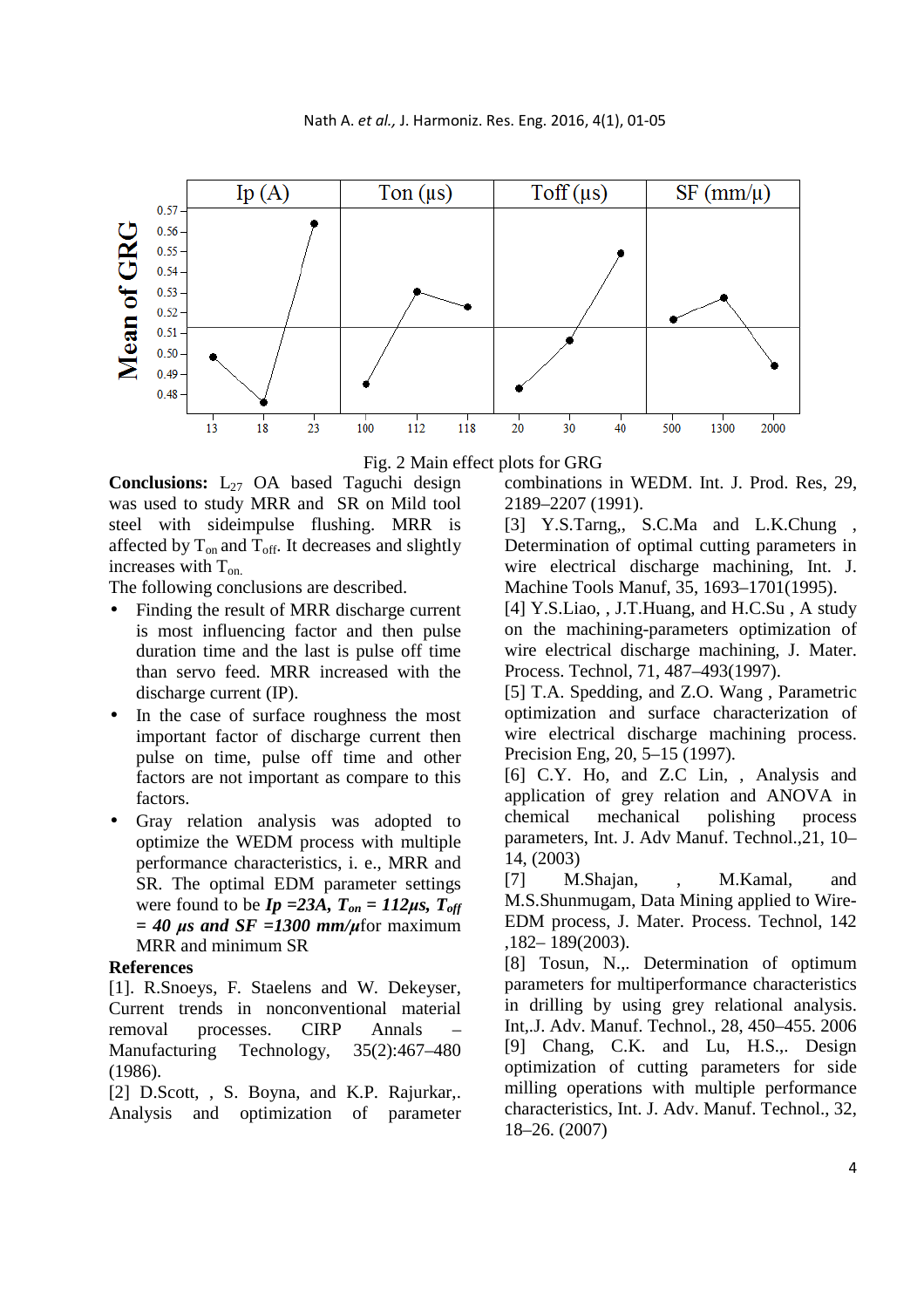Fig. 2 Main effect plots for GRG

**Conclusions:** $L_{27}$ OA based Taguchi design was used to study MRR and SR on Mild tool steel with sideimpulse flushing. MRR is affected by $T_{on}$ and $T_{off}$. It decreases and slightly increases with $T_{on}$.

The following conclusions are described.

- Finding the result of MRR discharge current is most influencing factor and then pulse duration time and the last is pulse off time than servo feed. MRR increased with the discharge current (IP).
- In the case of surface roughness the most important factor of discharge current then pulse on time, pulse off time and other factors are not important as compare to this factors.
- Gray relation analysis was adopted to optimize the WEDM process with multiple performance characteristics, i. e., MRR and SR. The optimal EDM parameter settings were found to be ***Ip =23A, $T_{on}$ = 112μs, $T_{off}$ = 40 μs and SF =1300 mm/μ***for maximum MRR and minimum SR

**References**

[1]. R.Snoeys, F. Staelens and W. Dekeyser, Current trends in nonconventional material removal processes. CIRP Annals – Manufacturing Technology, 35(2):467–480 (1986).

[2] D.Scott, , S. Boyna, and K.P. Rajurkar,. Analysis and optimization of parameter combinations in WEDM. Int. J. Prod. Res, 29, 2189–2207 (1991).

[3] Y.S.Tarng,, S.C.Ma and L.K.Chung , Determination of optimal cutting parameters in wire electrical discharge machining, Int. J. Machine Tools Manuf, 35, 1693–1701(1995).

[4] Y.S.Liao, , J.T.Huang, and H.C.Su , A study on the machining-parameters optimization of wire electrical discharge machining, J. Mater. Process. Technol, 71, 487–493(1997).

[5] T.A. Spedding, and Z.O. Wang , Parametric optimization and surface characterization of wire electrical discharge machining process. Precision Eng, 20, 5–15 (1997).

[6] C.Y. Ho, and Z.C Lin, , Analysis and application of grey relation and ANOVA in chemical mechanical polishing process parameters, Int. J. Adv Manuf. Technol.,21, 10–14, (2003)

[7] M.Shajan, , M.Kamal, and M.S.Shunmugam, Data Mining applied to Wire-EDM process, J. Mater. Process. Technol, 142 ,182– 189(2003).

[8] Tosun, N.,. Determination of optimum parameters for multiperformance characteristics in drilling by using grey relational analysis. Int,.J. Adv. Manuf. Technol., 28, 450–455. 2006

[9] Chang, C.K. and Lu, H.S.,. Design optimization of cutting parameters for side milling operations with multiple performance characteristics, Int. J. Adv. Manuf. Technol., 32, 18–26. (2007)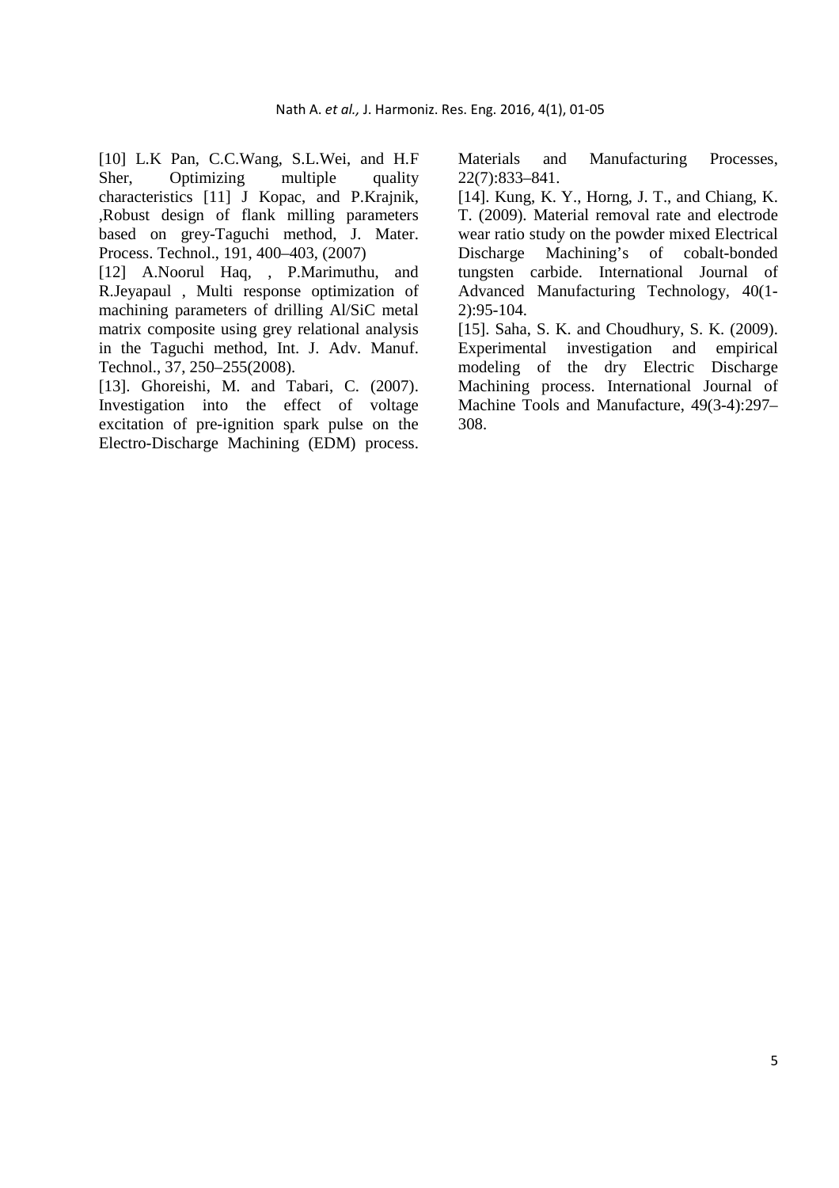[10] L.K Pan, C.C.Wang, S.L.Wei, and H.F Sher, Optimizing multiple quality characteristics [11] J Kopac, and P.Krajnik, ,Robust design of flank milling parameters based on grey-Taguchi method, J. Mater. Process. Technol., 191, 400–403, (2007)

[12] A.Noorul Haq, , P.Marimuthu, and R.Jeyapaul , Multi response optimization of machining parameters of drilling Al/SiC metal matrix composite using grey relational analysis in the Taguchi method, Int. J. Adv. Manuf. Technol., 37, 250–255(2008).

[13]. Ghoreishi, M. and Tabari, C. (2007). Investigation into the effect of voltage excitation of pre-ignition spark pulse on the Electro-Discharge Machining (EDM) process. Materials and Manufacturing Processes, 22(7):833–841.

[14]. Kung, K. Y., Horng, J. T., and Chiang, K. T. (2009). Material removal rate and electrode wear ratio study on the powder mixed Electrical Discharge Machining's of cobalt-bonded tungsten carbide. International Journal of Advanced Manufacturing Technology, 40(1-2):95-104.

[15]. Saha, S. K. and Choudhury, S. K. (2009). Experimental investigation and empirical modeling of the dry Electric Discharge Machining process. International Journal of Machine Tools and Manufacture, 49(3-4):297–308.